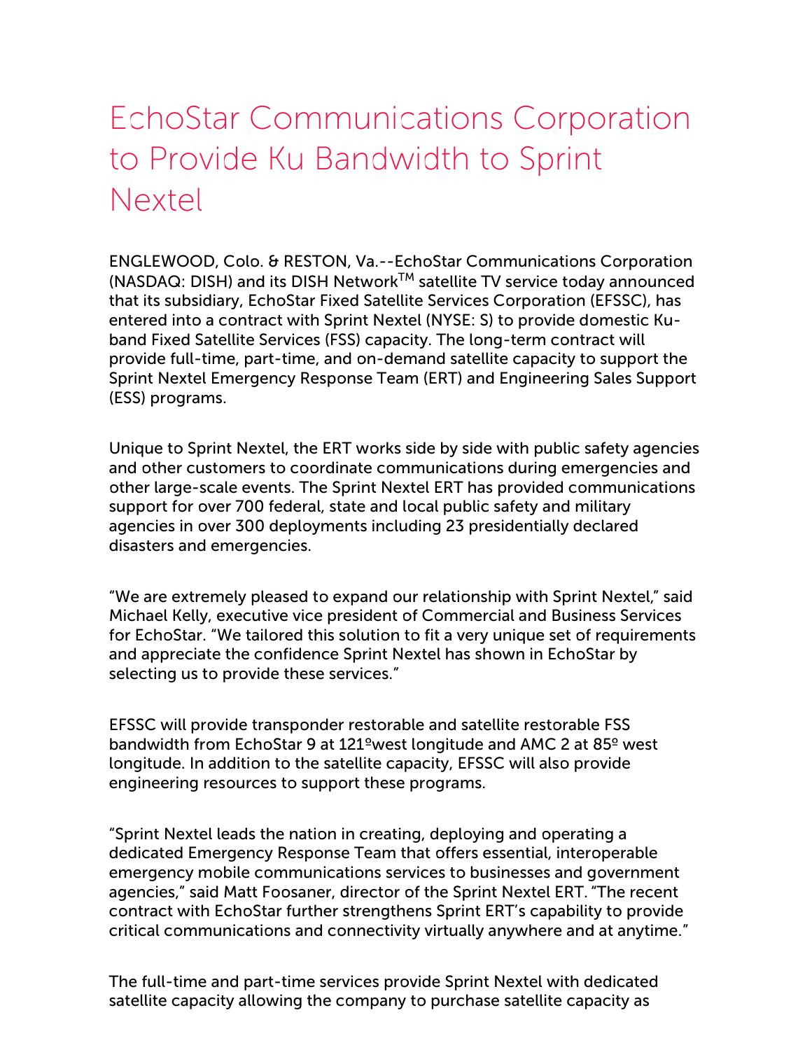# EchoStar Communications Corporation to Provide Ku Bandwidth to Sprint Nextel

ENGLEWOOD, Colo. & RESTON, Va.--EchoStar Communications Corporation (NASDAQ: DISH) and its DISH Network™ satellite TV service today announced that its subsidiary, EchoStar Fixed Satellite Services Corporation (EFSSC), has entered into a contract with Sprint Nextel (NYSE: S) to provide domestic Ku-band Fixed Satellite Services (FSS) capacity. The long-term contract will provide full-time, part-time, and on-demand satellite capacity to support the Sprint Nextel Emergency Response Team (ERT) and Engineering Sales Support (ESS) programs.

Unique to Sprint Nextel, the ERT works side by side with public safety agencies and other customers to coordinate communications during emergencies and other large-scale events. The Sprint Nextel ERT has provided communications support for over 700 federal, state and local public safety and military agencies in over 300 deployments including 23 presidentially declared disasters and emergencies.

“We are extremely pleased to expand our relationship with Sprint Nextel,” said Michael Kelly, executive vice president of Commercial and Business Services for EchoStar. “We tailored this solution to fit a very unique set of requirements and appreciate the confidence Sprint Nextel has shown in EchoStar by selecting us to provide these services.”

EFSSC will provide transponder restorable and satellite restorable FSS bandwidth from EchoStar 9 at 121ºwest longitude and AMC 2 at 85º west longitude. In addition to the satellite capacity, EFSSC will also provide engineering resources to support these programs.

“Sprint Nextel leads the nation in creating, deploying and operating a dedicated Emergency Response Team that offers essential, interoperable emergency mobile communications services to businesses and government agencies,” said Matt Foosaner, director of the Sprint Nextel ERT. “The recent contract with EchoStar further strengthens Sprint ERT’s capability to provide critical communications and connectivity virtually anywhere and at anytime.”

The full-time and part-time services provide Sprint Nextel with dedicated satellite capacity allowing the company to purchase satellite capacity as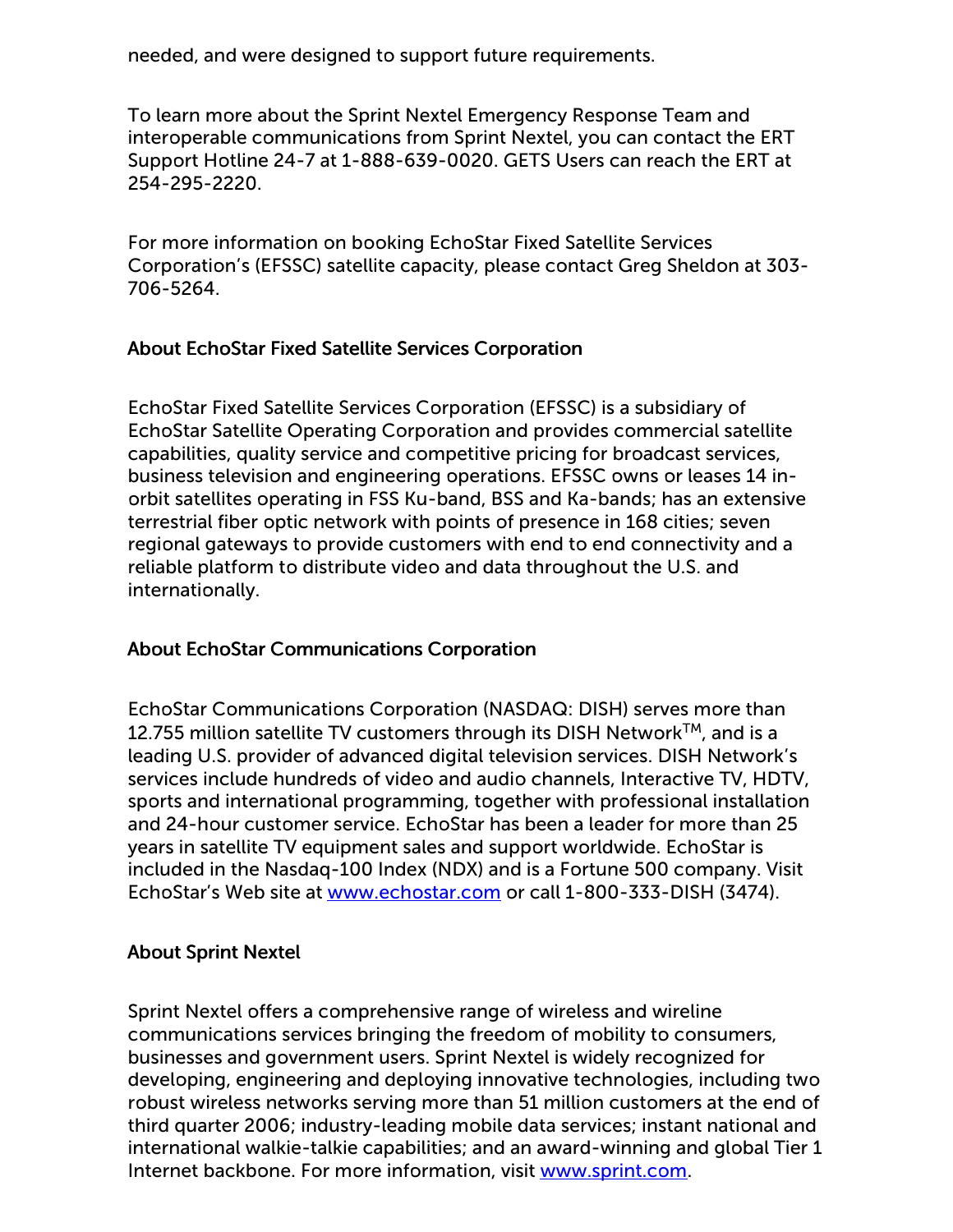needed, and were designed to support future requirements.

To learn more about the Sprint Nextel Emergency Response Team and interoperable communications from Sprint Nextel, you can contact the ERT Support Hotline 24-7 at 1-888-639-0020. GETS Users can reach the ERT at 254-295-2220.

For more information on booking EchoStar Fixed Satellite Services Corporation's (EFSSC) satellite capacity, please contact Greg Sheldon at 303-706-5264.

**About EchoStar Fixed Satellite Services Corporation**

EchoStar Fixed Satellite Services Corporation (EFSSC) is a subsidiary of EchoStar Satellite Operating Corporation and provides commercial satellite capabilities, quality service and competitive pricing for broadcast services, business television and engineering operations. EFSSC owns or leases 14 in-orbit satellites operating in FSS Ku-band, BSS and Ka-bands; has an extensive terrestrial fiber optic network with points of presence in 168 cities; seven regional gateways to provide customers with end to end connectivity and a reliable platform to distribute video and data throughout the U.S. and internationally.

**About EchoStar Communications Corporation**

EchoStar Communications Corporation (NASDAQ: DISH) serves more than 12.755 million satellite TV customers through its DISH Network™, and is a leading U.S. provider of advanced digital television services. DISH Network's services include hundreds of video and audio channels, Interactive TV, HDTV, sports and international programming, together with professional installation and 24-hour customer service. EchoStar has been a leader for more than 25 years in satellite TV equipment sales and support worldwide. EchoStar is included in the Nasdaq-100 Index (NDX) and is a Fortune 500 company. Visit EchoStar's Web site at [www.echostar.com](http://www.echostar.com) or call 1-800-333-DISH (3474).

**About Sprint Nextel**

Sprint Nextel offers a comprehensive range of wireless and wireline communications services bringing the freedom of mobility to consumers, businesses and government users. Sprint Nextel is widely recognized for developing, engineering and deploying innovative technologies, including two robust wireless networks serving more than 51 million customers at the end of third quarter 2006; industry-leading mobile data services; instant national and international walkie-talkie capabilities; and an award-winning and global Tier 1 Internet backbone. For more information, visit [www.sprint.com](http://www.sprint.com).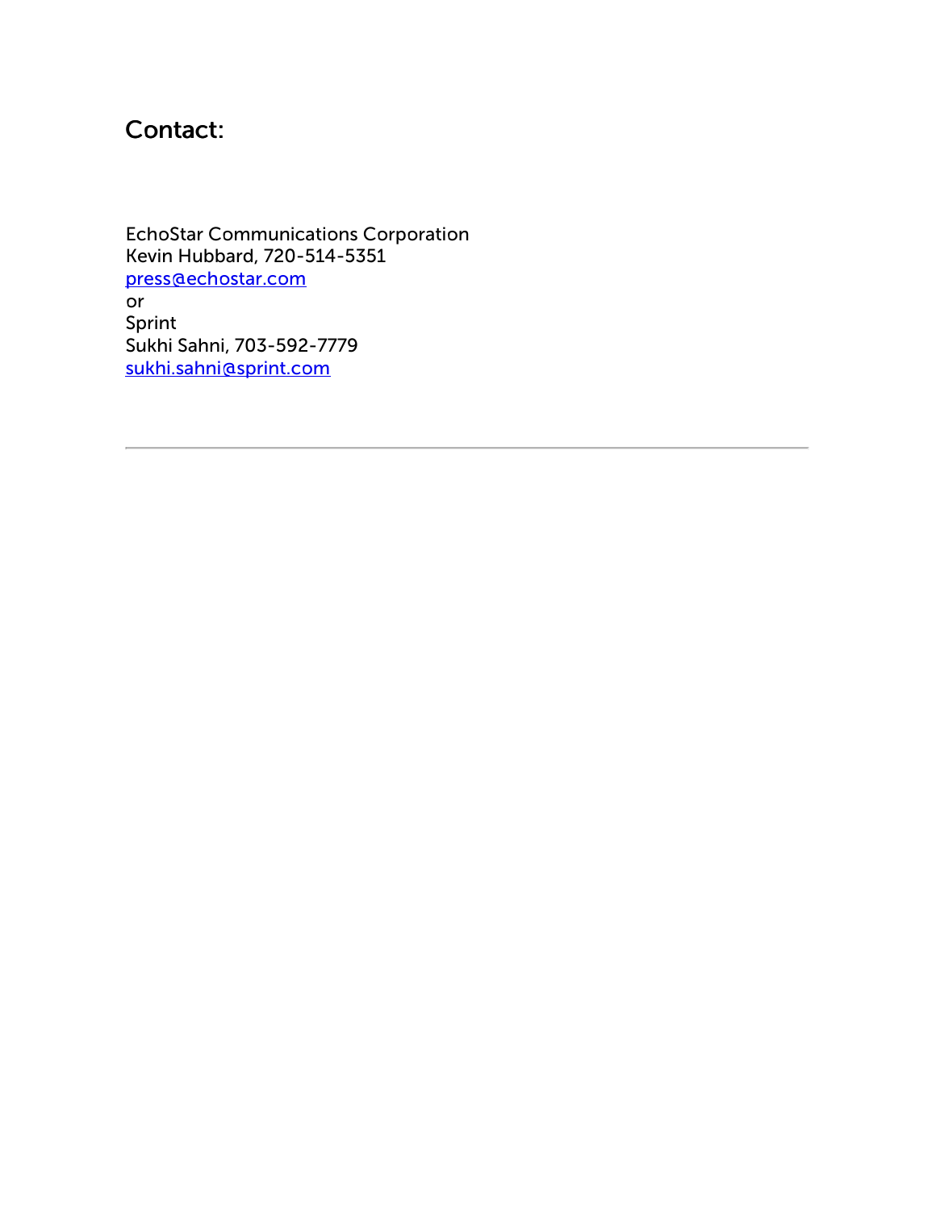## Contact:

EchoStar Communications Corporation
Kevin Hubbard, 720-514-5351
press@echostar.com
or
Sprint
Sukhi Sahni, 703-592-7779
sukhi.sahni@sprint.com

---